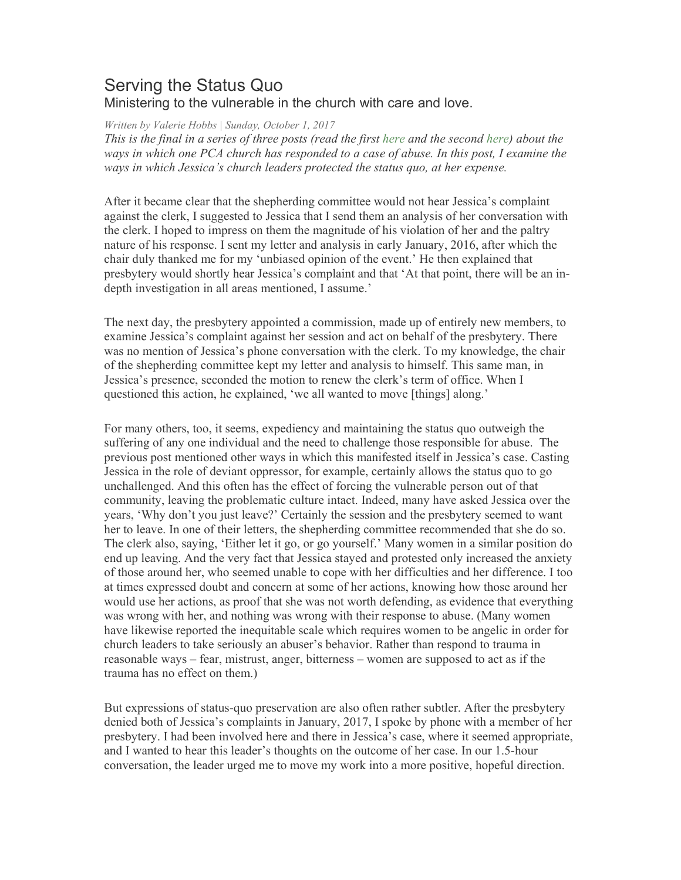# Serving the Status Quo

Ministering to the vulnerable in the church with care and love.

*Written by Valerie Hobbs | Sunday, October 1, 2017*

*This is the final in a series of three posts (read the first here and the second here) about the ways in which one PCA church has responded to a case of abuse. In this post, I examine the ways in which Jessica's church leaders protected the status quo, at her expense.*

After it became clear that the shepherding committee would not hear Jessica's complaint against the clerk, I suggested to Jessica that I send them an analysis of her conversation with the clerk. I hoped to impress on them the magnitude of his violation of her and the paltry nature of his response. I sent my letter and analysis in early January, 2016, after which the chair duly thanked me for my 'unbiased opinion of the event.' He then explained that presbytery would shortly hear Jessica's complaint and that 'At that point, there will be an in-depth investigation in all areas mentioned, I assume.'

The next day, the presbytery appointed a commission, made up of entirely new members, to examine Jessica's complaint against her session and act on behalf of the presbytery. There was no mention of Jessica's phone conversation with the clerk. To my knowledge, the chair of the shepherding committee kept my letter and analysis to himself. This same man, in Jessica's presence, seconded the motion to renew the clerk's term of office. When I questioned this action, he explained, 'we all wanted to move [things] along.'

For many others, too, it seems, expediency and maintaining the status quo outweigh the suffering of any one individual and the need to challenge those responsible for abuse. The previous post mentioned other ways in which this manifested itself in Jessica's case. Casting Jessica in the role of deviant oppressor, for example, certainly allows the status quo to go unchallenged. And this often has the effect of forcing the vulnerable person out of that community, leaving the problematic culture intact. Indeed, many have asked Jessica over the years, 'Why don't you just leave?' Certainly the session and the presbytery seemed to want her to leave. In one of their letters, the shepherding committee recommended that she do so. The clerk also, saying, 'Either let it go, or go yourself.' Many women in a similar position do end up leaving. And the very fact that Jessica stayed and protested only increased the anxiety of those around her, who seemed unable to cope with her difficulties and her difference. I too at times expressed doubt and concern at some of her actions, knowing how those around her would use her actions, as proof that she was not worth defending, as evidence that everything was wrong with her, and nothing was wrong with their response to abuse. (Many women have likewise reported the inequitable scale which requires women to be angelic in order for church leaders to take seriously an abuser's behavior. Rather than respond to trauma in reasonable ways – fear, mistrust, anger, bitterness – women are supposed to act as if the trauma has no effect on them.)

But expressions of status-quo preservation are also often rather subtler. After the presbytery denied both of Jessica's complaints in January, 2017, I spoke by phone with a member of her presbytery. I had been involved here and there in Jessica's case, where it seemed appropriate, and I wanted to hear this leader's thoughts on the outcome of her case. In our 1.5-hour conversation, the leader urged me to move my work into a more positive, hopeful direction.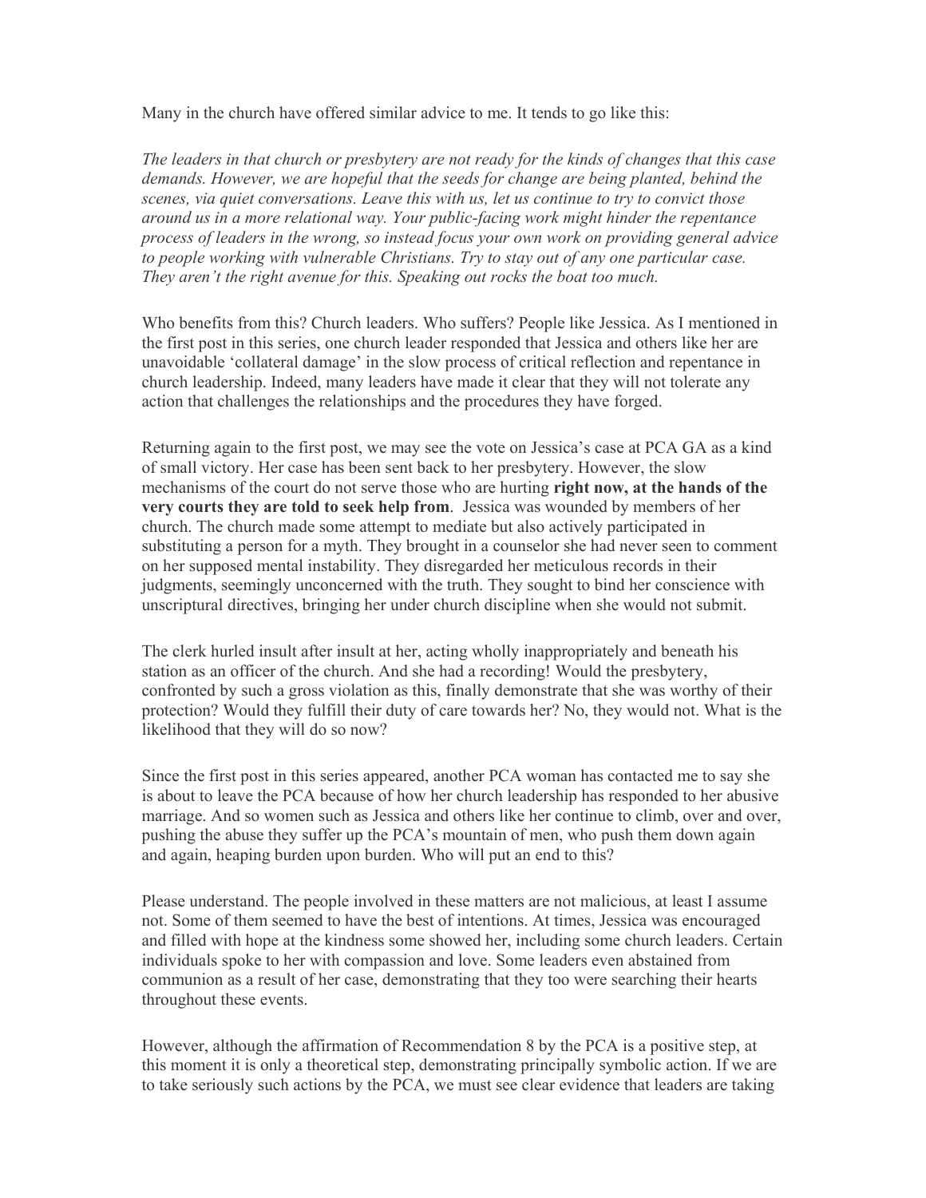Many in the church have offered similar advice to me. It tends to go like this:

*The leaders in that church or presbytery are not ready for the kinds of changes that this case demands. However, we are hopeful that the seeds for change are being planted, behind the scenes, via quiet conversations. Leave this with us, let us continue to try to convict those around us in a more relational way. Your public-facing work might hinder the repentance process of leaders in the wrong, so instead focus your own work on providing general advice to people working with vulnerable Christians. Try to stay out of any one particular case. They aren't the right avenue for this. Speaking out rocks the boat too much.*

Who benefits from this? Church leaders. Who suffers? People like Jessica. As I mentioned in the first post in this series, one church leader responded that Jessica and others like her are unavoidable 'collateral damage' in the slow process of critical reflection and repentance in church leadership. Indeed, many leaders have made it clear that they will not tolerate any action that challenges the relationships and the procedures they have forged.

Returning again to the first post, we may see the vote on Jessica's case at PCA GA as a kind of small victory. Her case has been sent back to her presbytery. However, the slow mechanisms of the court do not serve those who are hurting **right now, at the hands of the very courts they are told to seek help from**. Jessica was wounded by members of her church. The church made some attempt to mediate but also actively participated in substituting a person for a myth. They brought in a counselor she had never seen to comment on her supposed mental instability. They disregarded her meticulous records in their judgments, seemingly unconcerned with the truth. They sought to bind her conscience with unscriptural directives, bringing her under church discipline when she would not submit.

The clerk hurled insult after insult at her, acting wholly inappropriately and beneath his station as an officer of the church. And she had a recording! Would the presbytery, confronted by such a gross violation as this, finally demonstrate that she was worthy of their protection? Would they fulfill their duty of care towards her? No, they would not. What is the likelihood that they will do so now?

Since the first post in this series appeared, another PCA woman has contacted me to say she is about to leave the PCA because of how her church leadership has responded to her abusive marriage. And so women such as Jessica and others like her continue to climb, over and over, pushing the abuse they suffer up the PCA's mountain of men, who push them down again and again, heaping burden upon burden. Who will put an end to this?

Please understand. The people involved in these matters are not malicious, at least I assume not. Some of them seemed to have the best of intentions. At times, Jessica was encouraged and filled with hope at the kindness some showed her, including some church leaders. Certain individuals spoke to her with compassion and love. Some leaders even abstained from communion as a result of her case, demonstrating that they too were searching their hearts throughout these events.

However, although the affirmation of Recommendation 8 by the PCA is a positive step, at this moment it is only a theoretical step, demonstrating principally symbolic action. If we are to take seriously such actions by the PCA, we must see clear evidence that leaders are taking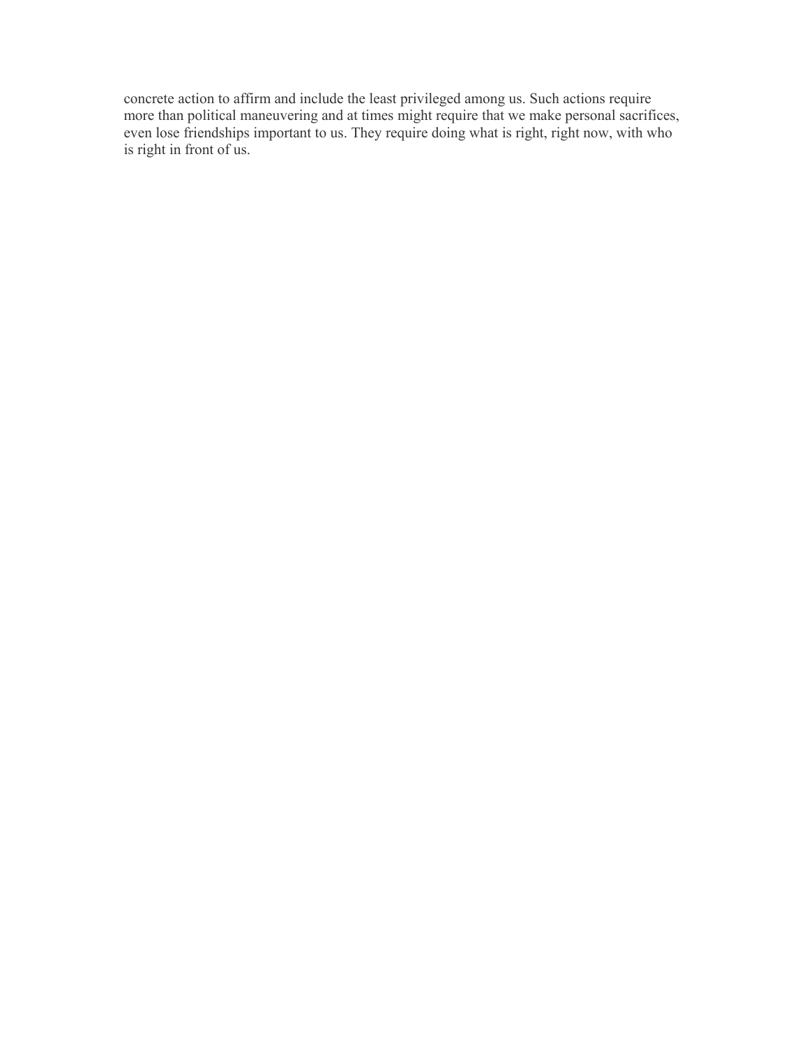concrete action to affirm and include the least privileged among us. Such actions require more than political maneuvering and at times might require that we make personal sacrifices, even lose friendships important to us. They require doing what is right, right now, with who is right in front of us.